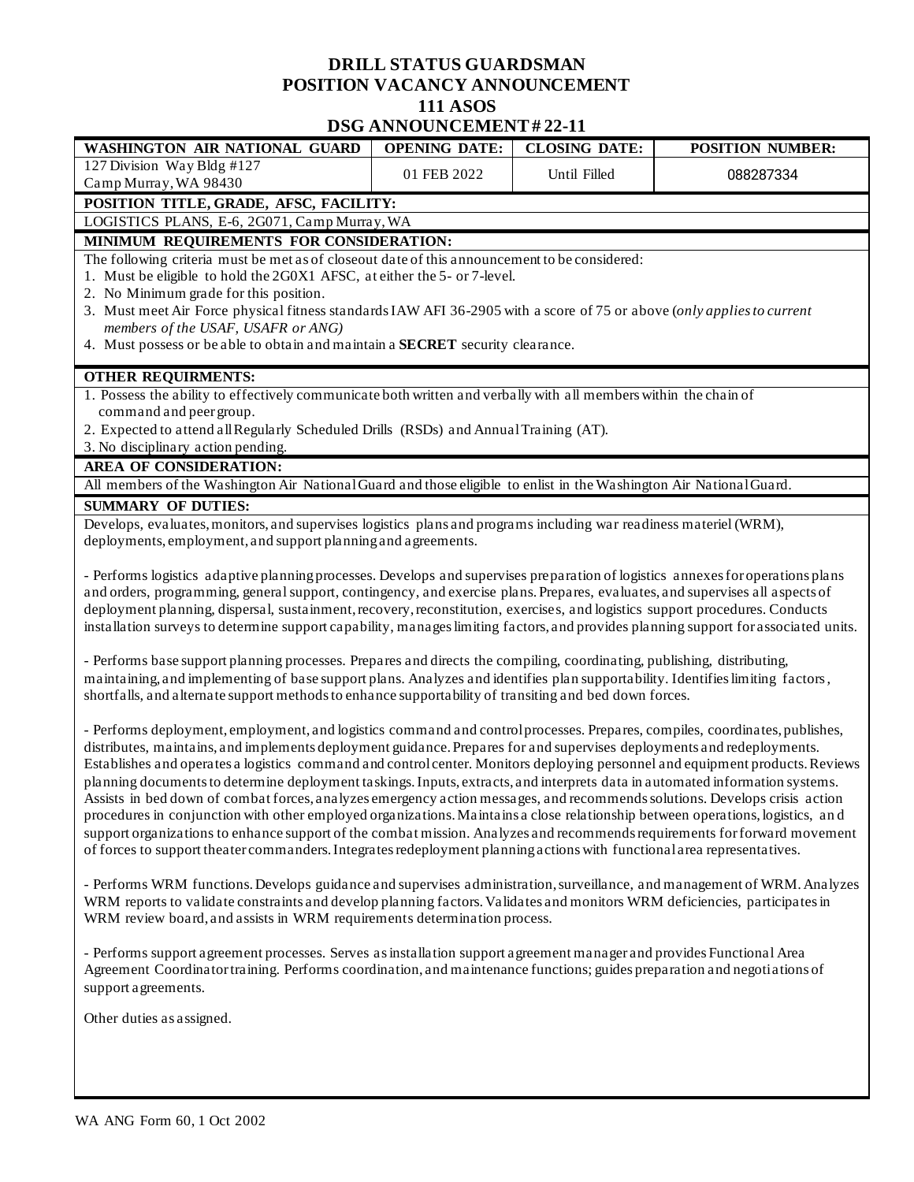# DRILL STATUS GUARDSMAN
# POSITION VACANCY ANNOUNCEMENT
# 111 ASOS
# DSG ANNOUNCEMENT # 22-11

| WASHINGTON AIR NATIONAL GUARD | OPENING DATE: | CLOSING DATE: | POSITION NUMBER: |
|---|---|---|---|
| 127 Division Way Bldg #127<br>Camp Murray, WA 98430 | 01 FEB 2022 | Until Filled | 088287334 |

**POSITION TITLE, GRADE, AFSC, FACILITY:**

LOGISTICS PLANS, E-6, 2G071, Camp Murray, WA

**MINIMUM REQUIREMENTS FOR CONSIDERATION:**

The following criteria must be met as of closeout date of this announcement to be considered:

1. Must be eligible to hold the 2G0X1 AFSC, at either the 5- or 7-level.
2. No Minimum grade for this position.
3. Must meet Air Force physical fitness standards IAW AFI 36-2905 with a score of 75 or above (*only applies to current members of the USAF, USAFR or ANG)*
4. Must possess or be able to obtain and maintain a **SECRET** security clearance.

**OTHER REQUIRMENTS:**

1. Possess the ability to effectively communicate both written and verbally with all members within the chain of command and peer group.
2. Expected to attend all Regularly Scheduled Drills (RSDs) and Annual Training (AT).
3. No disciplinary action pending.

**AREA OF CONSIDERATION:**

All members of the Washington Air National Guard and those eligible to enlist in the Washington Air National Guard.

**SUMMARY OF DUTIES:**

Develops, evaluates, monitors, and supervises logistics plans and programs including war readiness materiel (WRM), deployments, employment, and support planning and agreements.

- Performs logistics adaptive planning processes. Develops and supervises preparation of logistics annexes for operations plans and orders, programming, general support, contingency, and exercise plans. Prepares, evaluates, and supervises all aspects of deployment planning, dispersal, sustainment, recovery, reconstitution, exercises, and logistics support procedures. Conducts installation surveys to determine support capability, manages limiting factors, and provides planning support for associated units.

- Performs base support planning processes. Prepares and directs the compiling, coordinating, publishing, distributing, maintaining, and implementing of base support plans. Analyzes and identifies plan supportability. Identifies limiting factors, shortfalls, and alternate support methods to enhance supportability of transiting and bed down forces.

- Performs deployment, employment, and logistics command and control processes. Prepares, compiles, coordinates, publishes, distributes, maintains, and implements deployment guidance. Prepares for and supervises deployments and redeployments. Establishes and operates a logistics command and control center. Monitors deploying personnel and equipment products. Reviews planning documents to determine deployment taskings. Inputs, extracts, and interprets data in automated information systems. Assists in bed down of combat forces, analyzes emergency action messages, and recommends solutions. Develops crisis action procedures in conjunction with other employed organizations. Maintains a close relationship between operations, logistics, and support organizations to enhance support of the combat mission. Analyzes and recommends requirements for forward movement of forces to support theater commanders. Integrates redeployment planning actions with functional area representatives.

- Performs WRM functions. Develops guidance and supervises administration, surveillance, and management of WRM. Analyzes WRM reports to validate constraints and develop planning factors. Validates and monitors WRM deficiencies, participates in WRM review board, and assists in WRM requirements determination process.

- Performs support agreement processes. Serves as installation support agreement manager and provides Functional Area Agreement Coordinator training. Performs coordination, and maintenance functions; guides preparation and negotiations of support agreements.

Other duties as assigned.

WA ANG Form 60, 1 Oct 2002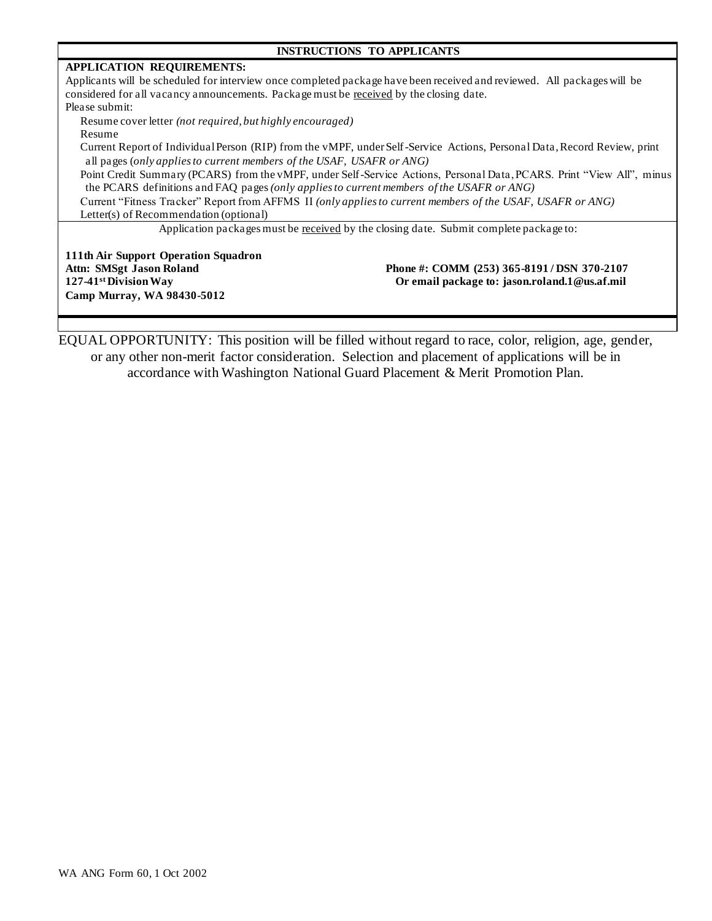## INSTRUCTIONS TO APPLICANTS

**APPLICATION REQUIREMENTS:**

Applicants will be scheduled for interview once completed package have been received and reviewed. All packages will be considered for all vacancy announcements. Package must be received by the closing date.

Please submit:

- Resume cover letter *(not required, but highly encouraged)*
- Resume
- Current Report of Individual Person (RIP) from the vMPF, under Self-Service Actions, Personal Data, Record Review, print all pages (*only applies to current members of the USAF, USAFR or ANG)*
- Point Credit Summary (PCARS) from the vMPF, under Self-Service Actions, Personal Data, PCARS. Print "View All", minus the PCARS definitions and FAQ pages *(only applies to current members of the USAFR or ANG)*
- Current "Fitness Tracker" Report from AFFMS II *(only applies to current members of the USAF, USAFR or ANG)*
- Letter(s) of Recommendation (optional)

Application packages must be received by the closing date. Submit complete package to:

**111th Air Support Operation Squadron**
**Attn: SMSgt Jason Roland**
**127-41st Division Way**
**Camp Murray, WA 98430-5012**

**Phone #: COMM (253) 365-8191 / DSN 370-2107**
**Or email package to: jason.roland.1@us.af.mil**

EQUAL OPPORTUNITY: This position will be filled without regard to race, color, religion, age, gender, or any other non-merit factor consideration. Selection and placement of applications will be in accordance with Washington National Guard Placement & Merit Promotion Plan.

WA ANG Form 60, 1 Oct 2002